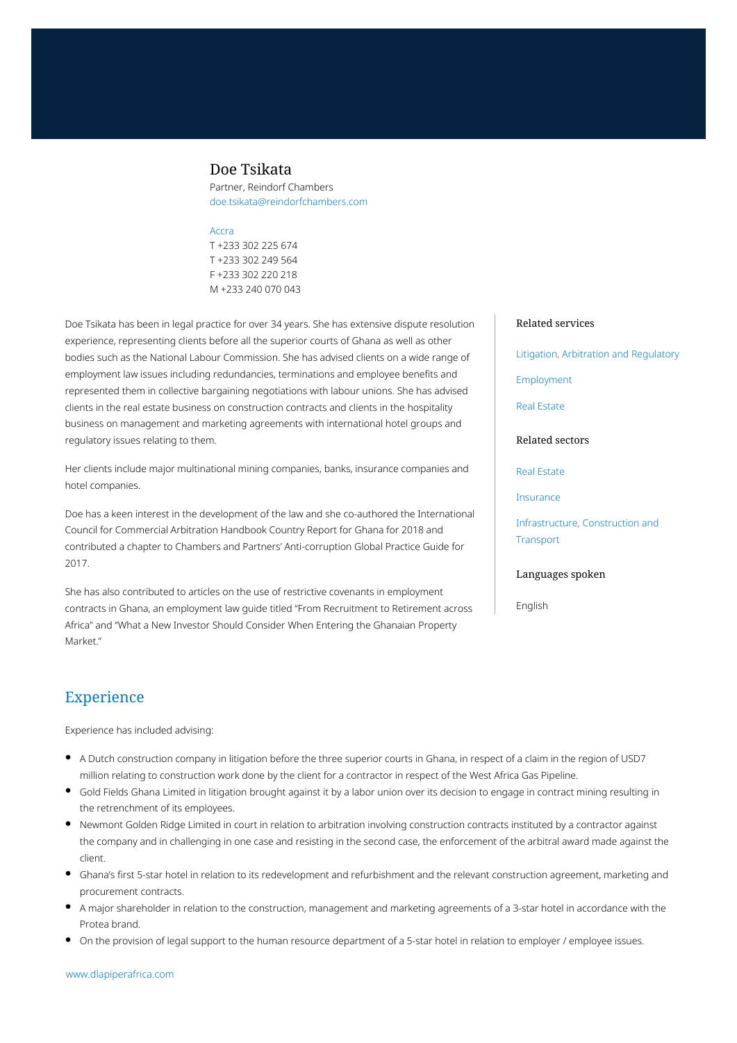# Doe Tsikata

Partner, Reindorf Chambers
doe.tsikata@reindorfchambers.com

Accra
T +233 302 225 674
T +233 302 249 564
F +233 302 220 218
M +233 240 070 043

Doe Tsikata has been in legal practice for over 34 years. She has extensive dispute resolution experience, representing clients before all the superior courts of Ghana as well as other bodies such as the National Labour Commission. She has advised clients on a wide range of employment law issues including redundancies, terminations and employee benefits and represented them in collective bargaining negotiations with labour unions. She has advised clients in the real estate business on construction contracts and clients in the hospitality business on management and marketing agreements with international hotel groups and regulatory issues relating to them.

Her clients include major multinational mining companies, banks, insurance companies and hotel companies.

Doe has a keen interest in the development of the law and she co-authored the International Council for Commercial Arbitration Handbook Country Report for Ghana for 2018 and contributed a chapter to Chambers and Partners' Anti-corruption Global Practice Guide for 2017.

She has also contributed to articles on the use of restrictive covenants in employment contracts in Ghana, an employment law guide titled "From Recruitment to Retirement across Africa" and "What a New Investor Should Consider When Entering the Ghanaian Property Market."

### Related services

- Litigation, Arbitration and Regulatory
- Employment
- Real Estate

### Related sectors

- Real Estate
- Insurance
- Infrastructure, Construction and Transport

### Languages spoken

English

## Experience

Experience has included advising:

- A Dutch construction company in litigation before the three superior courts in Ghana, in respect of a claim in the region of USD7 million relating to construction work done by the client for a contractor in respect of the West Africa Gas Pipeline.
- Gold Fields Ghana Limited in litigation brought against it by a labor union over its decision to engage in contract mining resulting in the retrenchment of its employees.
- Newmont Golden Ridge Limited in court in relation to arbitration involving construction contracts instituted by a contractor against the company and in challenging in one case and resisting in the second case, the enforcement of the arbitral award made against the client.
- Ghana's first 5-star hotel in relation to its redevelopment and refurbishment and the relevant construction agreement, marketing and procurement contracts.
- A major shareholder in relation to the construction, management and marketing agreements of a 3-star hotel in accordance with the Protea brand.
- On the provision of legal support to the human resource department of a 5-star hotel in relation to employer / employee issues.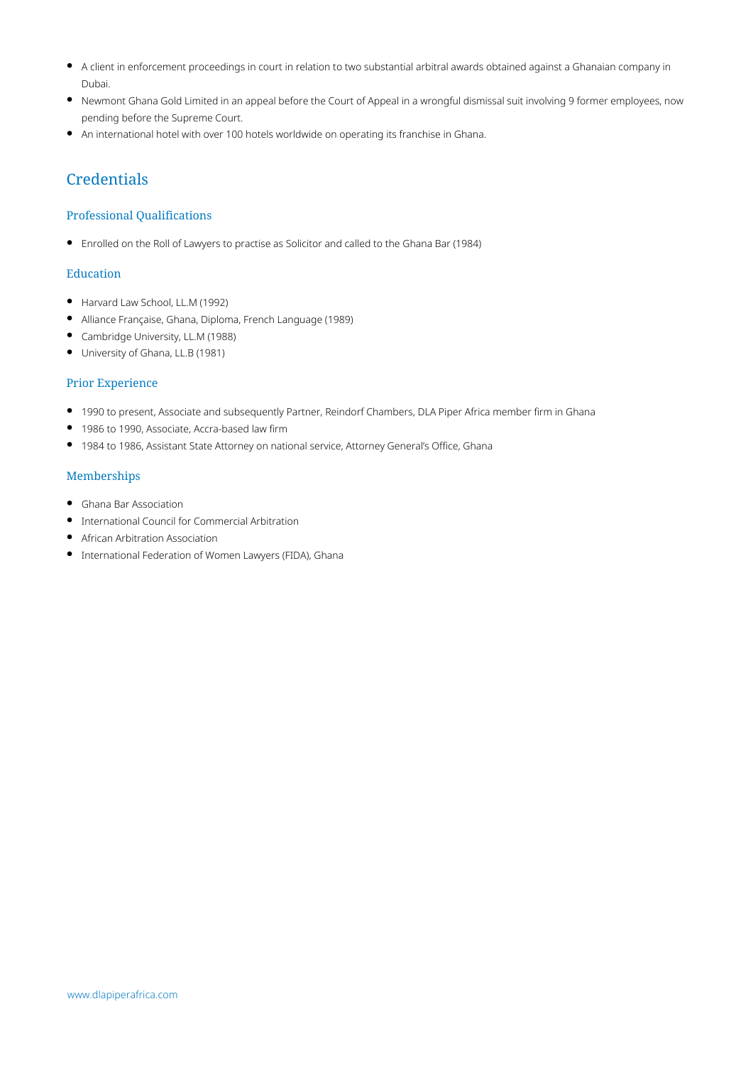- A client in enforcement proceedings in court in relation to two substantial arbitral awards obtained against a Ghanaian company in Dubai.
- Newmont Ghana Gold Limited in an appeal before the Court of Appeal in a wrongful dismissal suit involving 9 former employees, now pending before the Supreme Court.
- An international hotel with over 100 hotels worldwide on operating its franchise in Ghana.

## Credentials

### Professional Qualifications

- Enrolled on the Roll of Lawyers to practise as Solicitor and called to the Ghana Bar (1984)

### Education

- Harvard Law School, LL.M (1992)
- Alliance Française, Ghana, Diploma, French Language (1989)
- Cambridge University, LL.M (1988)
- University of Ghana, LL.B (1981)

### Prior Experience

- 1990 to present, Associate and subsequently Partner, Reindorf Chambers, DLA Piper Africa member firm in Ghana
- 1986 to 1990, Associate, Accra-based law firm
- 1984 to 1986, Assistant State Attorney on national service, Attorney General's Office, Ghana

### Memberships

- Ghana Bar Association
- International Council for Commercial Arbitration
- African Arbitration Association
- International Federation of Women Lawyers (FIDA), Ghana